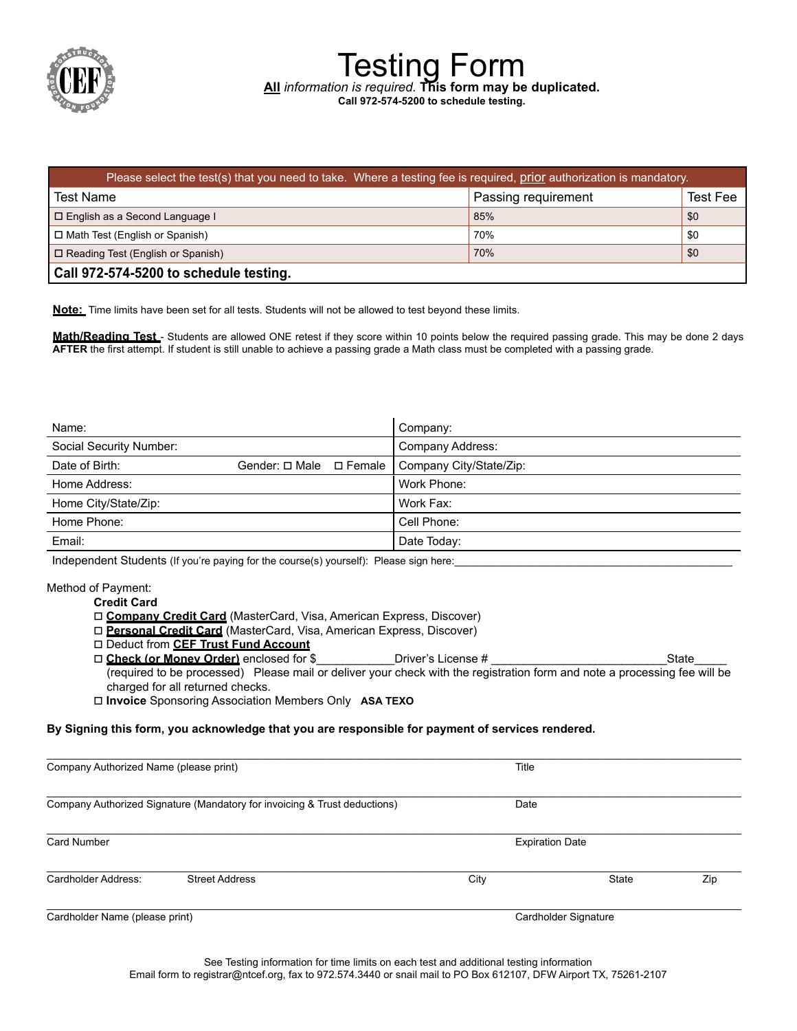# Testing Form

***All** information is required.* **This form may be duplicated.**

**Call 972-574-5200 to schedule testing.**

| Please select the test(s) that you need to take. Where a testing fee is required, prior authorization is mandatory. | | |
|---|---|---|
| Test Name | Passing requirement | Test Fee |
| ☐ English as a Second Language I | 85% | $0 |
| ☐ Math Test (English or Spanish) | 70% | $0 |
| ☐ Reading Test (English or Spanish) | 70% | $0 |
| **Call 972-574-5200 to schedule testing.** | | |

**Note:** Time limits have been set for all tests. Students will not be allowed to test beyond these limits.

**Math/Reading Test** - Students are allowed ONE retest if they score within 10 points below the required passing grade. This may be done 2 days **AFTER** the first attempt. If student is still unable to achieve a passing grade a Math class must be completed with a passing grade.

| | |
|---|---|
| Name: | Company: |
| Social Security Number: | Company Address: |
| Date of Birth: Gender: ☐ Male ☐ Female | Company City/State/Zip: |
| Home Address: | Work Phone: |
| Home City/State/Zip: | Work Fax: |
| Home Phone: | Cell Phone: |
| Email: | Date Today: |

Independent Students (If you're paying for the course(s) yourself): Please sign here:______________________________________________

Method of Payment:

**Credit Card**

- ☐ **Company Credit Card** (MasterCard, Visa, American Express, Discover)
- ☐ **Personal Credit Card** (MasterCard, Visa, American Express, Discover)
- ☐ Deduct from **CEF Trust Fund Account**
- ☐ **Check (or Money Order)** enclosed for $____________Driver's License # ___________________________State_____ (required to be processed) Please mail or deliver your check with the registration form and note a processing fee will be charged for all returned checks.
- ☐ **Invoice** Sponsoring Association Members Only **ASA TEXO**

**By Signing this form, you acknowledge that you are responsible for payment of services rendered.**

Company Authorized Name (please print) ______________________ Title ______________________

Company Authorized Signature (Mandatory for invoicing & Trust deductions) ______________________ Date ______________________

Card Number ______________________ Expiration Date ______________________

Cardholder Address: Street Address ______________________ City ______________________ State ______ Zip ______

Cardholder Name (please print) ______________________ Cardholder Signature ______________________

See Testing information for time limits on each test and additional testing information

Email form to registrar@ntcef.org, fax to 972.574.3440 or snail mail to PO Box 612107, DFW Airport TX, 75261-2107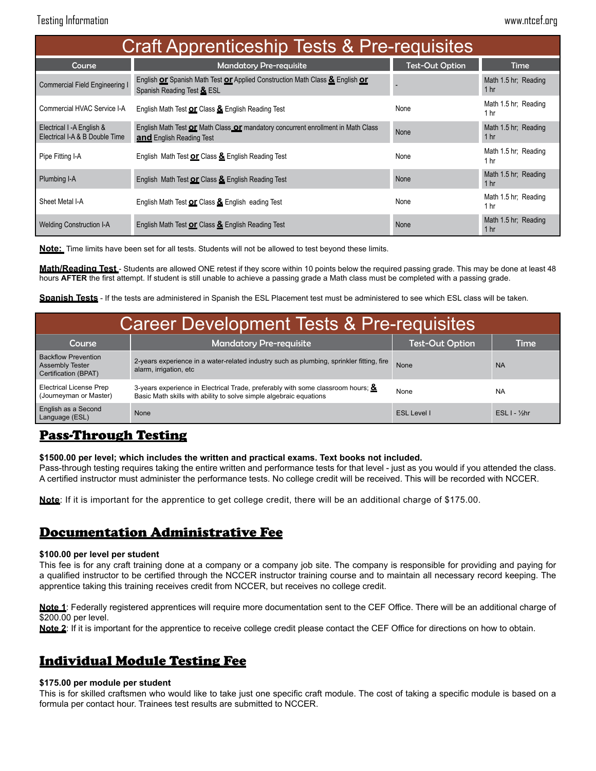# Craft Apprenticeship Tests & Pre-requisites

| Course | Mandatory Pre-requisite | Test-Out Option | Time |
|---|---|---|---|
| Commercial Field Engineering I | English **or** Spanish Math Test **or** Applied Construction Math Class **&** English **or** Spanish Reading Test **&** ESL | - | Math 1.5 hr; Reading 1 hr |
| Commercial HVAC Service I-A | English Math Test **or** Class **&** English Reading Test | None | Math 1.5 hr; Reading 1 hr |
| Electrical I -A English & Electrical I-A & B Double Time | English Math Test **or** Math Class **or** mandatory concurrent enrollment in Math Class **and** English Reading Test | None | Math 1.5 hr; Reading 1 hr |
| Pipe Fitting I-A | English Math Test **or** Class **&** English Reading Test | None | Math 1.5 hr; Reading 1 hr |
| Plumbing I-A | English Math Test **or** Class **&** English Reading Test | None | Math 1.5 hr; Reading 1 hr |
| Sheet Metal I-A | English Math Test **or** Class **&** English eading Test | None | Math 1.5 hr; Reading 1 hr |
| Welding Construction I-A | English Math Test **or** Class **&** English Reading Test | None | Math 1.5 hr; Reading 1 hr |

**Note:** Time limits have been set for all tests. Students will not be allowed to test beyond these limits.

**Math/Reading Test** - Students are allowed ONE retest if they score within 10 points below the required passing grade. This may be done at least 48 hours **AFTER** the first attempt. If student is still unable to achieve a passing grade a Math class must be completed with a passing grade.

**Spanish Tests** - If the tests are administered in Spanish the ESL Placement test must be administered to see which ESL class will be taken.

# Career Development Tests & Pre-requisites

| Course | Mandatory Pre-requisite | Test-Out Option | Time |
|---|---|---|---|
| Backflow Prevention Assembly Tester Certification (BPAT) | 2-years experience in a water-related industry such as plumbing, sprinkler fitting, fire alarm, irrigation, etc | None | NA |
| Electrical License Prep (Journeyman or Master) | 3-years experience in Electrical Trade, preferably with some classroom hours; **&** Basic Math skills with ability to solve simple algebraic equations | None | NA |
| English as a Second Language (ESL) | None | ESL Level I | ESL I - ½hr |

## Pass-Through Testing

**$1500.00 per level; which includes the written and practical exams. Text books not included.**

Pass-through testing requires taking the entire written and performance tests for that level - just as you would if you attended the class. A certified instructor must administer the performance tests. No college credit will be received. This will be recorded with NCCER.

**Note**: If it is important for the apprentice to get college credit, there will be an additional charge of $175.00.

## Documentation Administrative Fee

**$100.00 per level per student**

This fee is for any craft training done at a company or a company job site. The company is responsible for providing and paying for a qualified instructor to be certified through the NCCER instructor training course and to maintain all necessary record keeping. The apprentice taking this training receives credit from NCCER, but receives no college credit.

**Note 1**: Federally registered apprentices will require more documentation sent to the CEF Office. There will be an additional charge of $200.00 per level.

**Note 2**: If it is important for the apprentice to receive college credit please contact the CEF Office for directions on how to obtain.

## Individual Module Testing Fee

**$175.00 per module per student**

This is for skilled craftsmen who would like to take just one specific craft module. The cost of taking a specific module is based on a formula per contact hour. Trainees test results are submitted to NCCER.